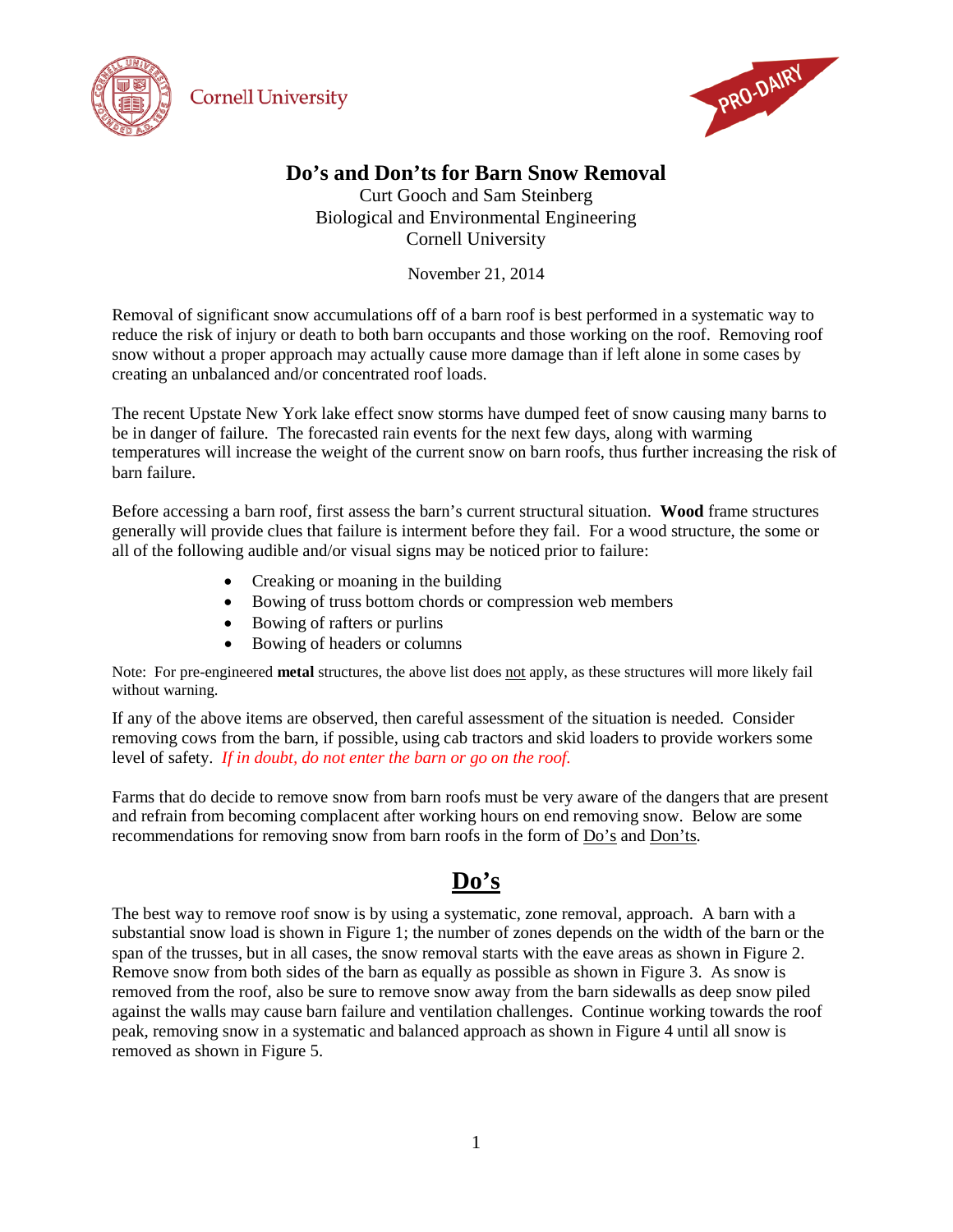Cornell University

PRO-DAIRY

# Do's and Don'ts for Barn Snow Removal

Curt Gooch and Sam Steinberg
Biological and Environmental Engineering
Cornell University

November 21, 2014

Removal of significant snow accumulations off of a barn roof is best performed in a systematic way to reduce the risk of injury or death to both barn occupants and those working on the roof. Removing roof snow without a proper approach may actually cause more damage than if left alone in some cases by creating an unbalanced and/or concentrated roof loads.

The recent Upstate New York lake effect snow storms have dumped feet of snow causing many barns to be in danger of failure. The forecasted rain events for the next few days, along with warming temperatures will increase the weight of the current snow on barn roofs, thus further increasing the risk of barn failure.

Before accessing a barn roof, first assess the barn's current structural situation. **Wood** frame structures generally will provide clues that failure is interment before they fail. For a wood structure, the some or all of the following audible and/or visual signs may be noticed prior to failure:

- Creaking or moaning in the building
- Bowing of truss bottom chords or compression web members
- Bowing of rafters or purlins
- Bowing of headers or columns

Note: For pre-engineered **metal** structures, the above list does <u>not</u> apply, as these structures will more likely fail without warning.

If any of the above items are observed, then careful assessment of the situation is needed. Consider removing cows from the barn, if possible, using cab tractors and skid loaders to provide workers some level of safety. *If in doubt, do not enter the barn or go on the roof.*

Farms that do decide to remove snow from barn roofs must be very aware of the dangers that are present and refrain from becoming complacent after working hours on end removing snow. Below are some recommendations for removing snow from barn roofs in the form of <u>Do's</u> and <u>Don'ts</u>.

## Do's

The best way to remove roof snow is by using a systematic, zone removal, approach. A barn with a substantial snow load is shown in Figure 1; the number of zones depends on the width of the barn or the span of the trusses, but in all cases, the snow removal starts with the eave areas as shown in Figure 2. Remove snow from both sides of the barn as equally as possible as shown in Figure 3. As snow is removed from the roof, also be sure to remove snow away from the barn sidewalls as deep snow piled against the walls may cause barn failure and ventilation challenges. Continue working towards the roof peak, removing snow in a systematic and balanced approach as shown in Figure 4 until all snow is removed as shown in Figure 5.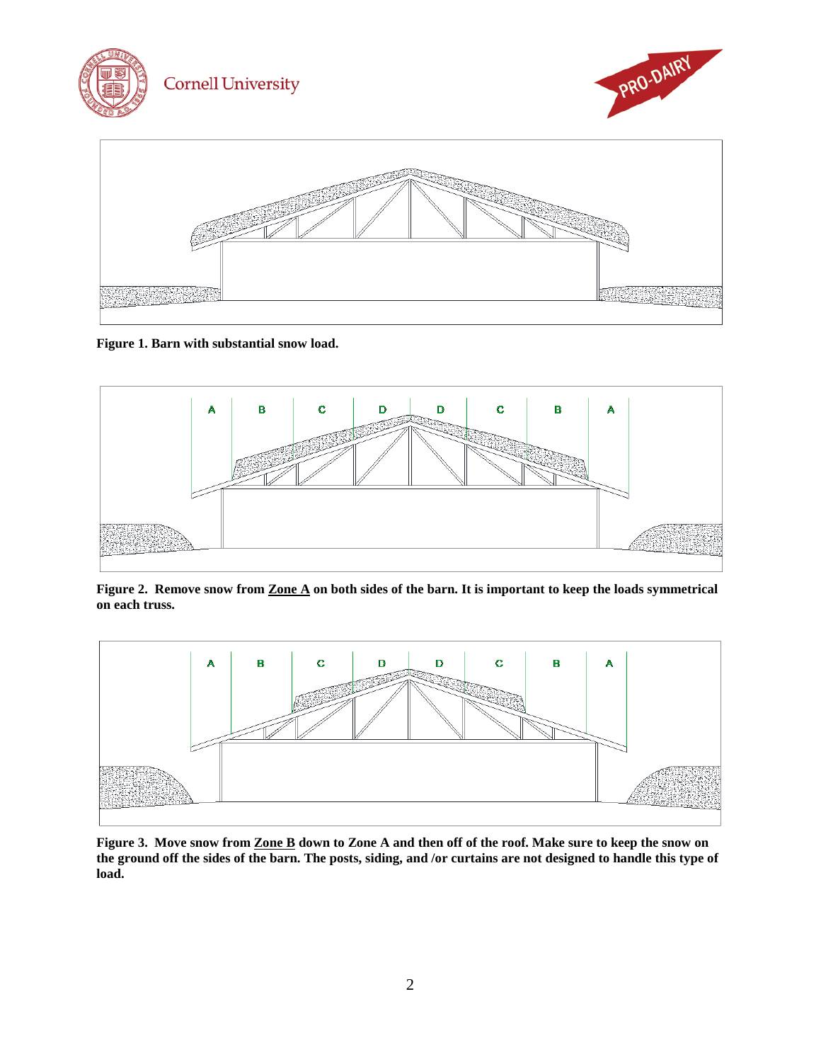**Figure 1. Barn with substantial snow load.**

**Figure 2. Remove snow from <u>Zone A</u> on both sides of the barn. It is important to keep the loads symmetrical on each truss.**

**Figure 3. Move snow from <u>Zone B</u> down to Zone A and then off of the roof. Make sure to keep the snow on the ground off the sides of the barn. The posts, siding, and /or curtains are not designed to handle this type of load.**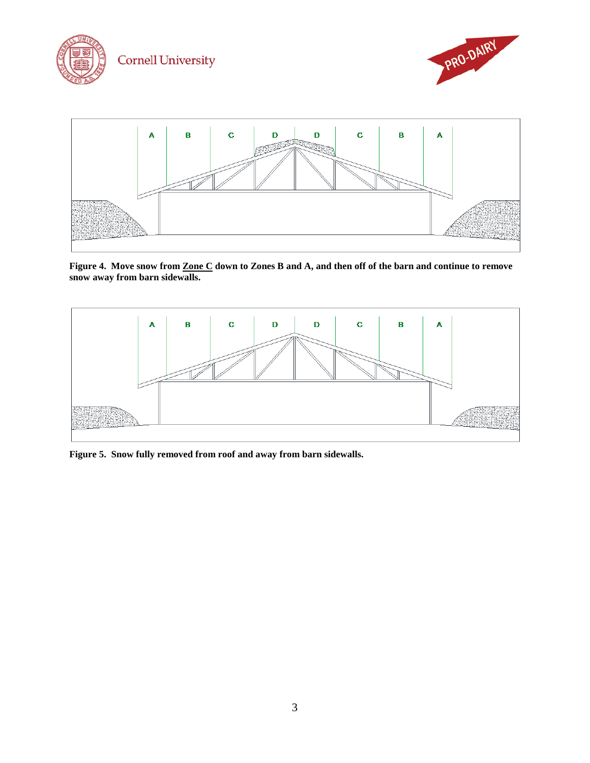**Figure 4. Move snow from <u>Zone C</u> down to Zones B and A, and then off of the barn and continue to remove snow away from barn sidewalls.**

**Figure 5. Snow fully removed from roof and away from barn sidewalls.**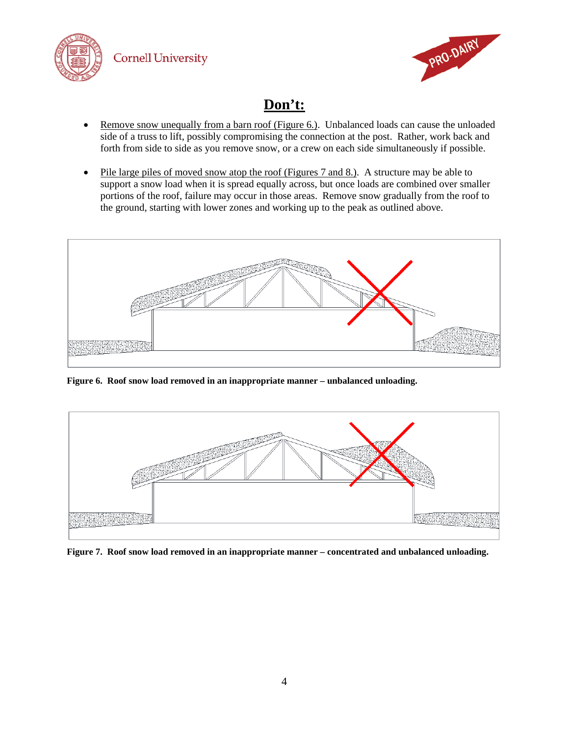# Don't:

- Remove snow unequally from a barn roof (Figure 6.). Unbalanced loads can cause the unloaded side of a truss to lift, possibly compromising the connection at the post. Rather, work back and forth from side to side as you remove snow, or a crew on each side simultaneously if possible.

- Pile large piles of moved snow atop the roof (Figures 7 and 8.). A structure may be able to support a snow load when it is spread equally across, but once loads are combined over smaller portions of the roof, failure may occur in those areas. Remove snow gradually from the roof to the ground, starting with lower zones and working up to the peak as outlined above.

**Figure 6. Roof snow load removed in an inappropriate manner – unbalanced unloading.**

**Figure 7. Roof snow load removed in an inappropriate manner – concentrated and unbalanced unloading.**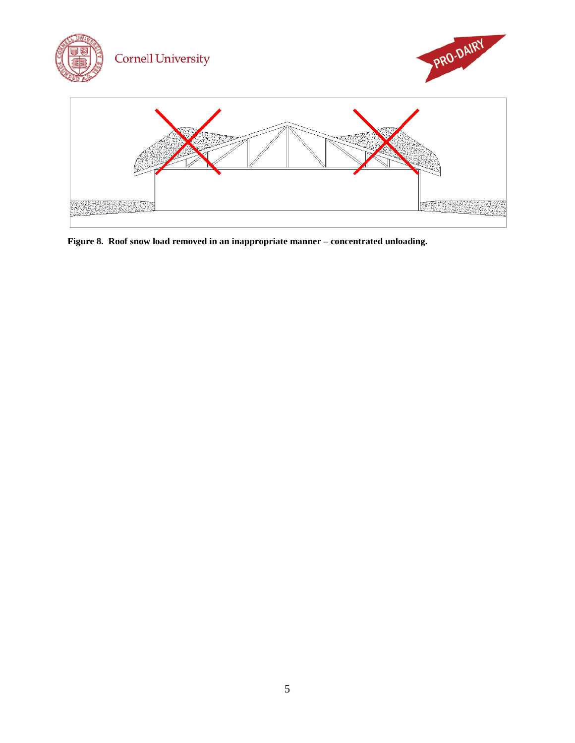**Figure 8. Roof snow load removed in an inappropriate manner – concentrated unloading.**